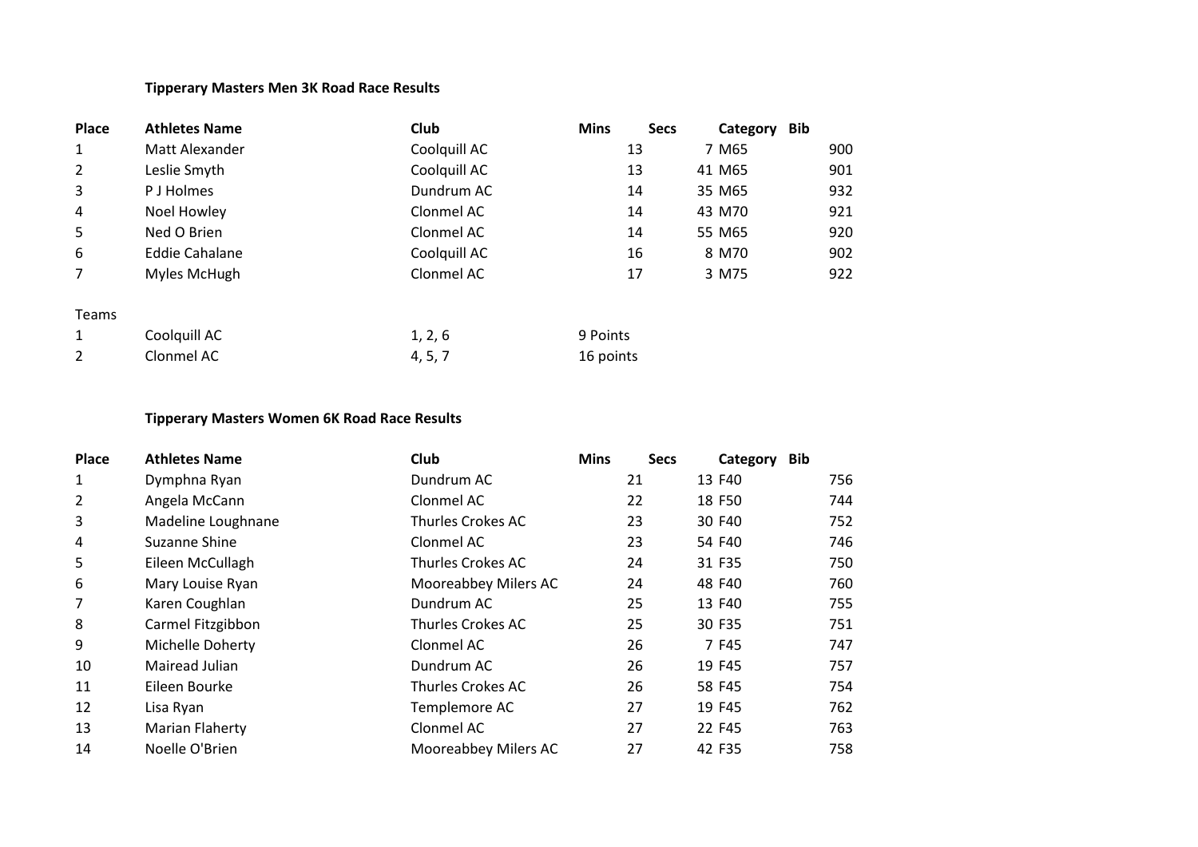### Tipperary Masters Men 3K Road Race Results

| Place | Athletes Name | Club | Mins | Secs | Category | Bib |
|---|---|---|---|---|---|---|
| 1 | Matt Alexander | Coolquill AC | 13 | 7 | M65 | 900 |
| 2 | Leslie Smyth | Coolquill AC | 13 | 41 | M65 | 901 |
| 3 | P J Holmes | Dundrum AC | 14 | 35 | M65 | 932 |
| 4 | Noel Howley | Clonmel AC | 14 | 43 | M70 | 921 |
| 5 | Ned O Brien | Clonmel AC | 14 | 55 | M65 | 920 |
| 6 | Eddie Cahalane | Coolquill AC | 16 | 8 | M70 | 902 |
| 7 | Myles McHugh | Clonmel AC | 17 | 3 | M75 | 922 |

Teams

| | | | |
|---|---|---|---|
| 1 | Coolquill AC | 1, 2, 6 | 9 Points |
| 2 | Clonmel AC | 4, 5, 7 | 16 points |

### Tipperary Masters Women 6K Road Race Results

| Place | Athletes Name | Club | Mins | Secs | Category | Bib |
|---|---|---|---|---|---|---|
| 1 | Dymphna Ryan | Dundrum AC | 21 | 13 | F40 | 756 |
| 2 | Angela McCann | Clonmel AC | 22 | 18 | F50 | 744 |
| 3 | Madeline Loughnane | Thurles Crokes AC | 23 | 30 | F40 | 752 |
| 4 | Suzanne Shine | Clonmel AC | 23 | 54 | F40 | 746 |
| 5 | Eileen McCullagh | Thurles Crokes AC | 24 | 31 | F35 | 750 |
| 6 | Mary Louise Ryan | Mooreabbey Milers AC | 24 | 48 | F40 | 760 |
| 7 | Karen Coughlan | Dundrum AC | 25 | 13 | F40 | 755 |
| 8 | Carmel Fitzgibbon | Thurles Crokes AC | 25 | 30 | F35 | 751 |
| 9 | Michelle Doherty | Clonmel AC | 26 | 7 | F45 | 747 |
| 10 | Mairead Julian | Dundrum AC | 26 | 19 | F45 | 757 |
| 11 | Eileen Bourke | Thurles Crokes AC | 26 | 58 | F45 | 754 |
| 12 | Lisa Ryan | Templemore AC | 27 | 19 | F45 | 762 |
| 13 | Marian Flaherty | Clonmel AC | 27 | 22 | F45 | 763 |
| 14 | Noelle O'Brien | Mooreabbey Milers AC | 27 | 42 | F35 | 758 |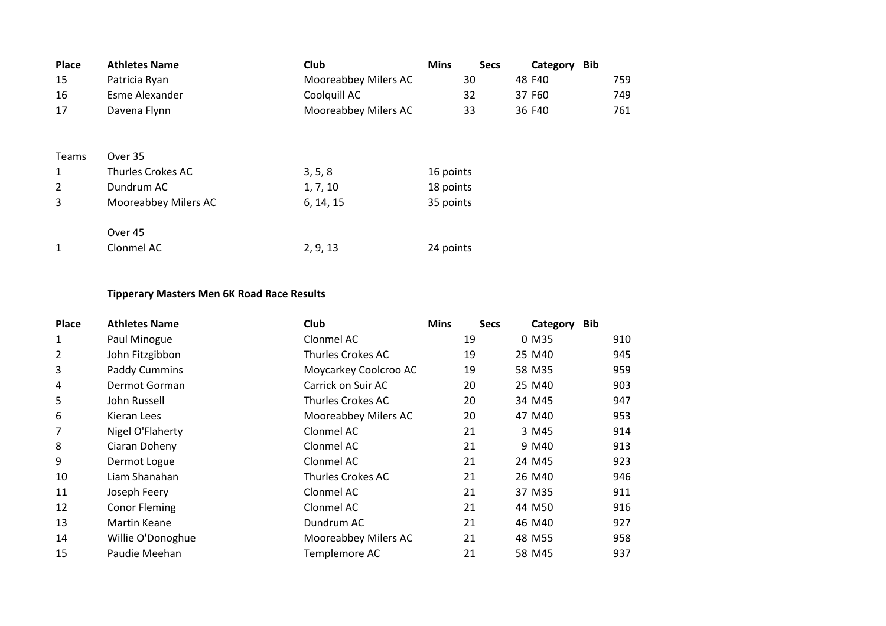| Place | Athletes Name | Club | Mins | Secs | Category | Bib |
|---|---|---|---|---|---|---|
| 15 | Patricia Ryan | Mooreabbey Milers AC | 30 | 48 | F40 | 759 |
| 16 | Esme Alexander | Coolquill AC | 32 | 37 | F60 | 749 |
| 17 | Davena Flynn | Mooreabbey Milers AC | 33 | 36 | F40 | 761 |

| Teams | Over 35 | | |
|---|---|---|---|
| 1 | Thurles Crokes AC | 3, 5, 8 | 16 points |
| 2 | Dundrum AC | 1, 7, 10 | 18 points |
| 3 | Mooreabbey Milers AC | 6, 14, 15 | 35 points |
| | Over 45 | | |
| 1 | Clonmel AC | 2, 9, 13 | 24 points |

**Tipperary Masters Men 6K Road Race Results**

| Place | Athletes Name | Club | Mins | Secs | Category | Bib |
|---|---|---|---|---|---|---|
| 1 | Paul Minogue | Clonmel AC | 19 | 0 | M35 | 910 |
| 2 | John Fitzgibbon | Thurles Crokes AC | 19 | 25 | M40 | 945 |
| 3 | Paddy Cummins | Moycarkey Coolcroo AC | 19 | 58 | M35 | 959 |
| 4 | Dermot Gorman | Carrick on Suir AC | 20 | 25 | M40 | 903 |
| 5 | John Russell | Thurles Crokes AC | 20 | 34 | M45 | 947 |
| 6 | Kieran Lees | Mooreabbey Milers AC | 20 | 47 | M40 | 953 |
| 7 | Nigel O'Flaherty | Clonmel AC | 21 | 3 | M45 | 914 |
| 8 | Ciaran Doheny | Clonmel AC | 21 | 9 | M40 | 913 |
| 9 | Dermot Logue | Clonmel AC | 21 | 24 | M45 | 923 |
| 10 | Liam Shanahan | Thurles Crokes AC | 21 | 26 | M40 | 946 |
| 11 | Joseph Feery | Clonmel AC | 21 | 37 | M35 | 911 |
| 12 | Conor Fleming | Clonmel AC | 21 | 44 | M50 | 916 |
| 13 | Martin Keane | Dundrum AC | 21 | 46 | M40 | 927 |
| 14 | Willie O'Donoghue | Mooreabbey Milers AC | 21 | 48 | M55 | 958 |
| 15 | Paudie Meehan | Templemore AC | 21 | 58 | M45 | 937 |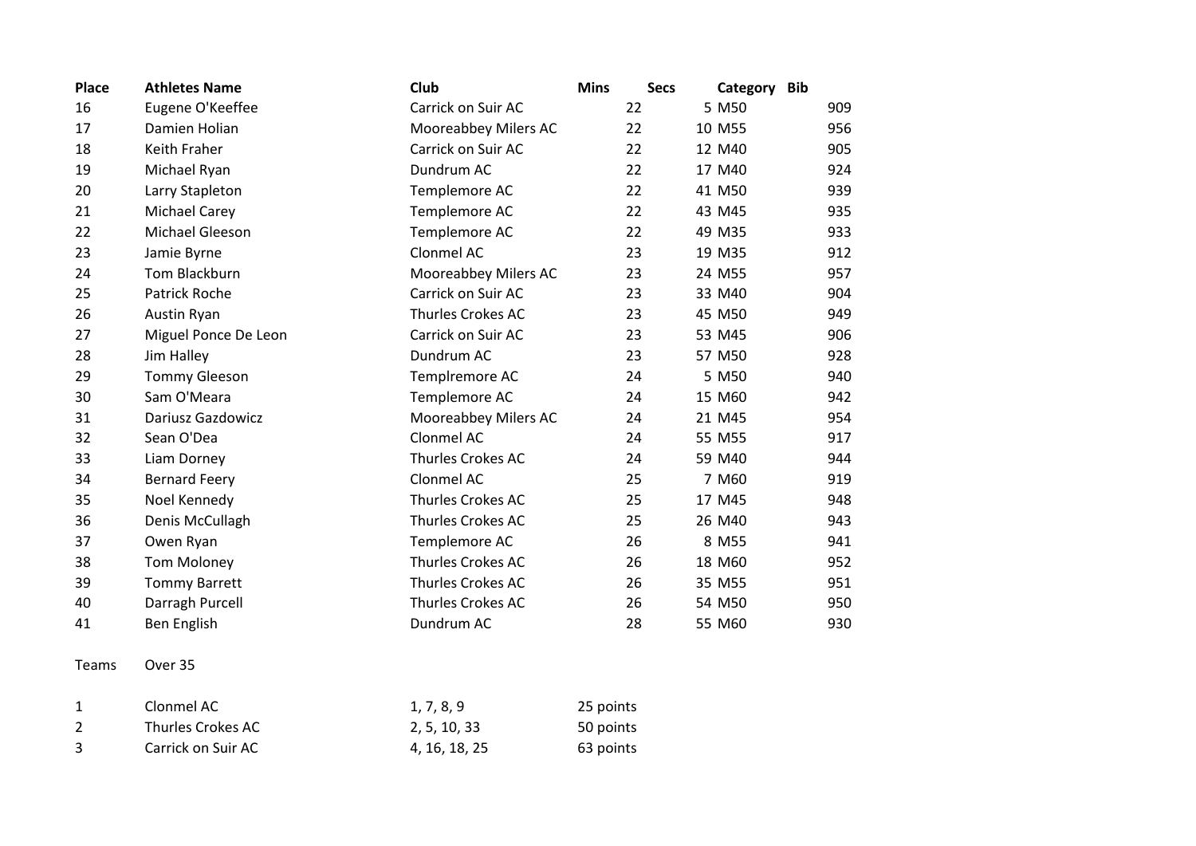| Place | Athletes Name | Club | Mins | Secs | Category | Bib |
|---|---|---|---|---|---|---|
| 16 | Eugene O'Keeffee | Carrick on Suir AC | 22 | 5 | M50 | 909 |
| 17 | Damien Holian | Mooreabbey Milers AC | 22 | 10 | M55 | 956 |
| 18 | Keith Fraher | Carrick on Suir AC | 22 | 12 | M40 | 905 |
| 19 | Michael Ryan | Dundrum AC | 22 | 17 | M40 | 924 |
| 20 | Larry Stapleton | Templemore AC | 22 | 41 | M50 | 939 |
| 21 | Michael Carey | Templemore AC | 22 | 43 | M45 | 935 |
| 22 | Michael Gleeson | Templemore AC | 22 | 49 | M35 | 933 |
| 23 | Jamie Byrne | Clonmel AC | 23 | 19 | M35 | 912 |
| 24 | Tom Blackburn | Mooreabbey Milers AC | 23 | 24 | M55 | 957 |
| 25 | Patrick Roche | Carrick on Suir AC | 23 | 33 | M40 | 904 |
| 26 | Austin Ryan | Thurles Crokes AC | 23 | 45 | M50 | 949 |
| 27 | Miguel Ponce De Leon | Carrick on Suir AC | 23 | 53 | M45 | 906 |
| 28 | Jim Halley | Dundrum AC | 23 | 57 | M50 | 928 |
| 29 | Tommy Gleeson | Templremore AC | 24 | 5 | M50 | 940 |
| 30 | Sam O'Meara | Templemore AC | 24 | 15 | M60 | 942 |
| 31 | Dariusz Gazdowicz | Mooreabbey Milers AC | 24 | 21 | M45 | 954 |
| 32 | Sean O'Dea | Clonmel AC | 24 | 55 | M55 | 917 |
| 33 | Liam Dorney | Thurles Crokes AC | 24 | 59 | M40 | 944 |
| 34 | Bernard Feery | Clonmel AC | 25 | 7 | M60 | 919 |
| 35 | Noel Kennedy | Thurles Crokes AC | 25 | 17 | M45 | 948 |
| 36 | Denis McCullagh | Thurles Crokes AC | 25 | 26 | M40 | 943 |
| 37 | Owen Ryan | Templemore AC | 26 | 8 | M55 | 941 |
| 38 | Tom Moloney | Thurles Crokes AC | 26 | 18 | M60 | 952 |
| 39 | Tommy Barrett | Thurles Crokes AC | 26 | 35 | M55 | 951 |
| 40 | Darragh Purcell | Thurles Crokes AC | 26 | 54 | M50 | 950 |
| 41 | Ben English | Dundrum AC | 28 | 55 | M60 | 930 |

| Teams | Over 35 | | |
|---|---|---|---|
| 1 | Clonmel AC | 1, 7, 8, 9 | 25 points |
| 2 | Thurles Crokes AC | 2, 5, 10, 33 | 50 points |
| 3 | Carrick on Suir AC | 4, 16, 18, 25 | 63 points |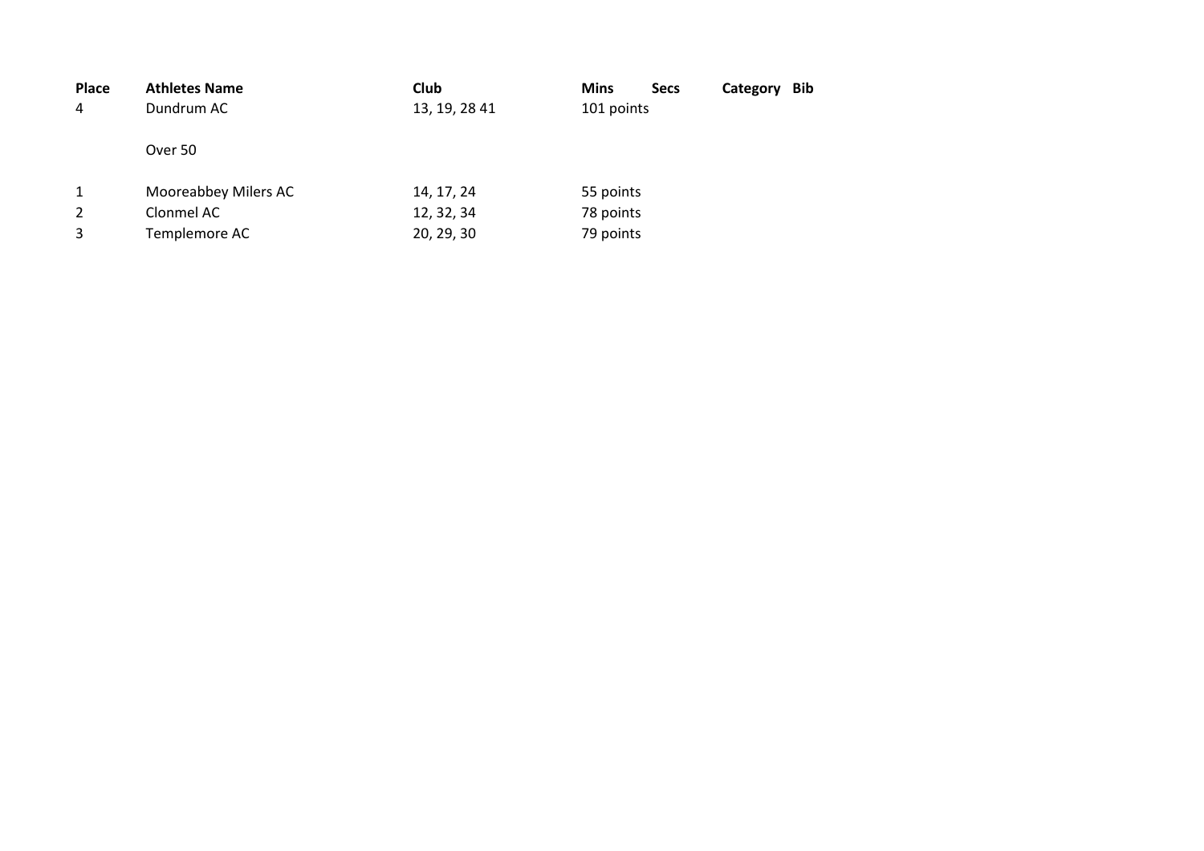| Place | Athletes Name | Club | Mins | Secs | Category | Bib |
|---|---|---|---|---|---|---|
| 4 | Dundrum AC | 13, 19, 28 41 | 101 points | | | |
| | Over 50 | | | | | |
| 1 | Mooreabbey Milers AC | 14, 17, 24 | 55 points | | | |
| 2 | Clonmel AC | 12, 32, 34 | 78 points | | | |
| 3 | Templemore AC | 20, 29, 30 | 79 points | | | |